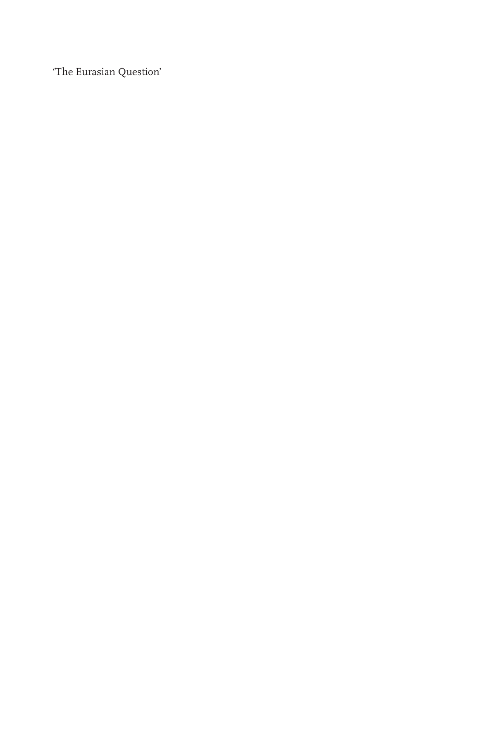'The Eurasian Question'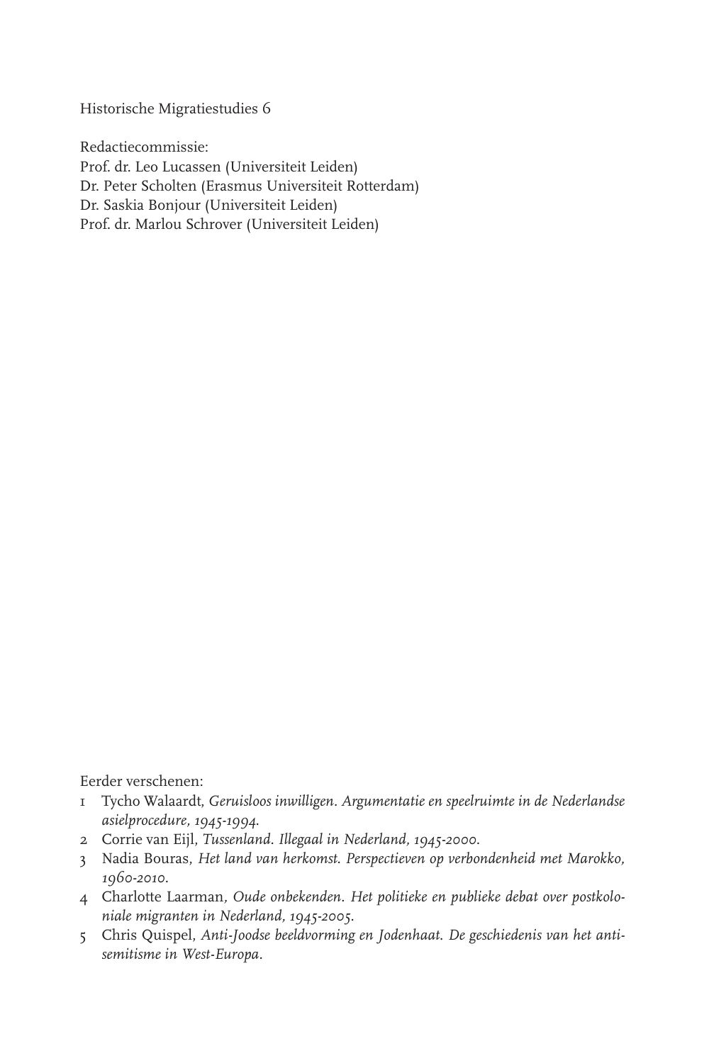Historische Migratiestudies 6

Redactiecommissie:
Prof. dr. Leo Lucassen (Universiteit Leiden)
Dr. Peter Scholten (Erasmus Universiteit Rotterdam)
Dr. Saskia Bonjour (Universiteit Leiden)
Prof. dr. Marlou Schrover (Universiteit Leiden)

Eerder verschenen:

1. Tycho Walaardt, *Geruisloos inwilligen. Argumentatie en speelruimte in de Nederlandse asielprocedure, 1945-1994.*
2. Corrie van Eijl, *Tussenland. Illegaal in Nederland, 1945-2000.*
3. Nadia Bouras, *Het land van herkomst. Perspectieven op verbondenheid met Marokko, 1960-2010.*
4. Charlotte Laarman, *Oude onbekenden. Het politieke en publieke debat over postkoloniale migranten in Nederland, 1945-2005.*
5. Chris Quispel, *Anti-Joodse beeldvorming en Jodenhaat. De geschiedenis van het antisemitisme in West-Europa.*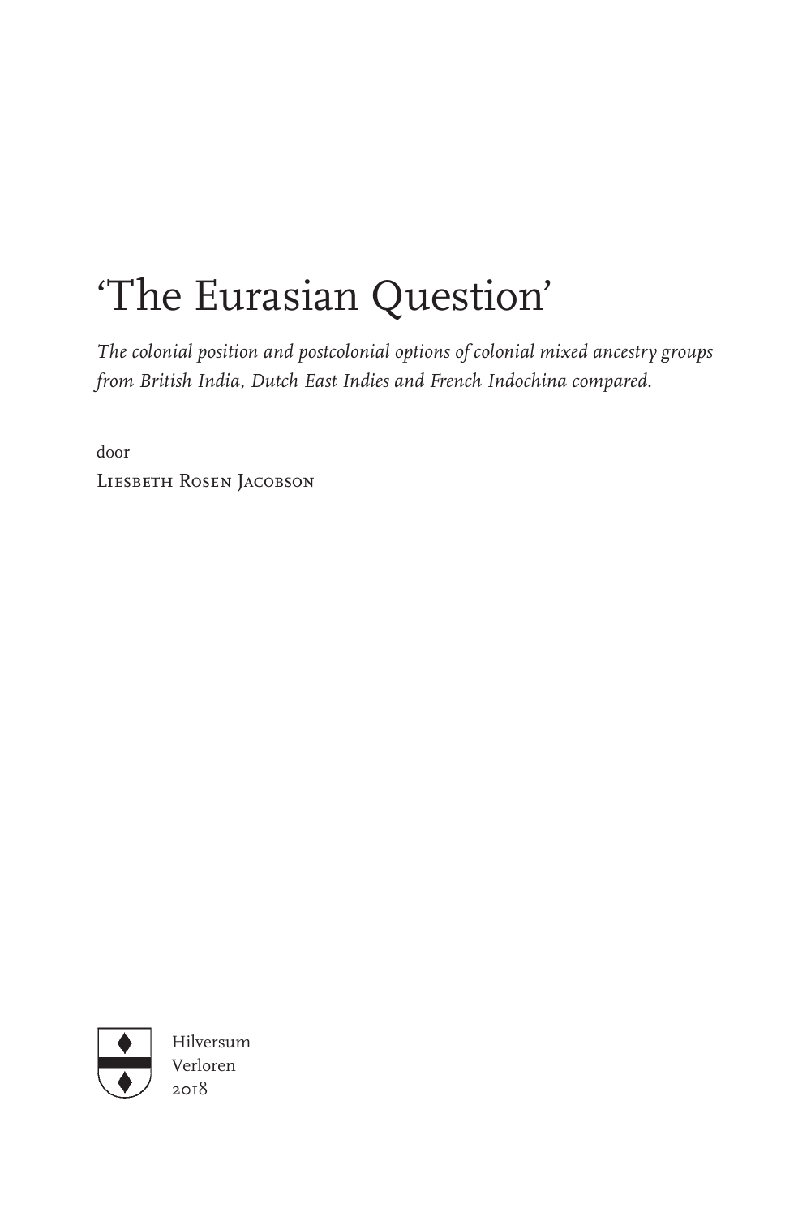# ‘The Eurasian Question’

*The colonial position and postcolonial options of colonial mixed ancestry groups from British India, Dutch East Indies and French Indochina compared.*

door

Liesbeth Rosen Jacobson

Hilversum
Verloren
2018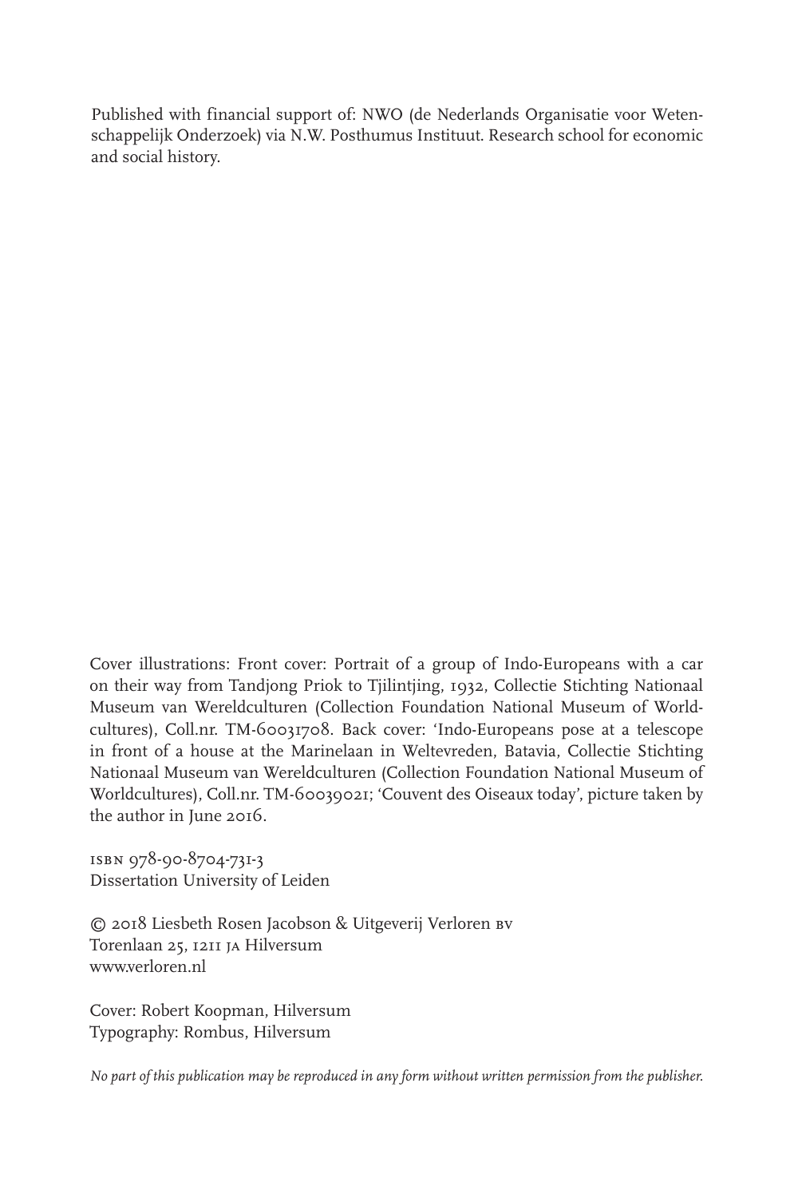Published with financial support of: NWO (de Nederlands Organisatie voor Wetenschappelijk Onderzoek) via N.W. Posthumus Instituut. Research school for economic and social history.

Cover illustrations: Front cover: Portrait of a group of Indo-Europeans with a car on their way from Tandjong Priok to Tjilintjing, 1932, Collectie Stichting Nationaal Museum van Wereldculturen (Collection Foundation National Museum of Worldcultures), Coll.nr. TM-60031708. Back cover: 'Indo-Europeans pose at a telescope in front of a house at the Marinelaan in Weltevreden, Batavia, Collectie Stichting Nationaal Museum van Wereldculturen (Collection Foundation National Museum of Worldcultures), Coll.nr. TM-60039021; 'Couvent des Oiseaux today', picture taken by the author in June 2016.

ISBN 978-90-8704-731-3
Dissertation University of Leiden

© 2018 Liesbeth Rosen Jacobson & Uitgeverij Verloren BV
Torenlaan 25, 1211 JA Hilversum
www.verloren.nl

Cover: Robert Koopman, Hilversum
Typography: Rombus, Hilversum

*No part of this publication may be reproduced in any form without written permission from the publisher.*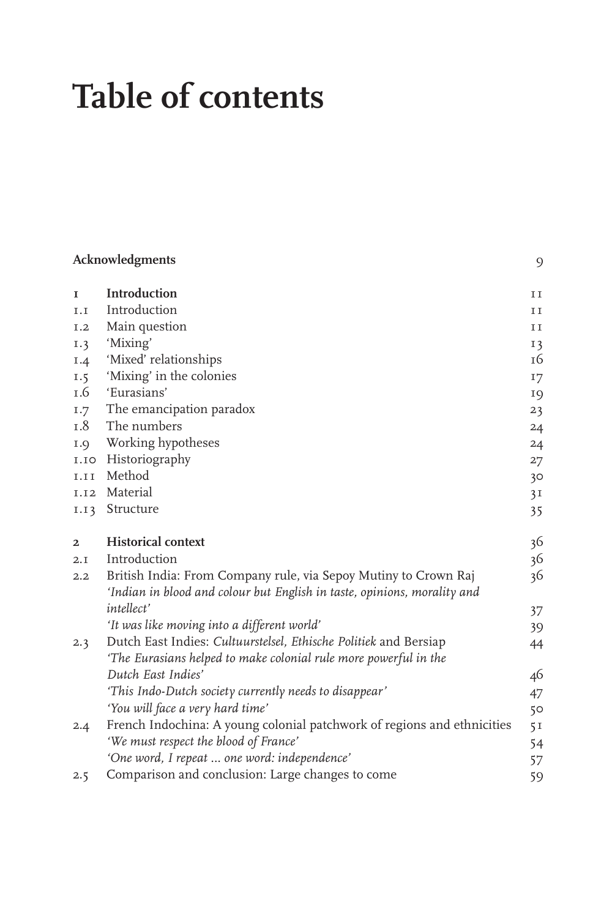# Table of contents

| | | |
|---|---|---|
| **Acknowledgments** | | 9 |
| **1** | **Introduction** | 11 |
| 1.1 | Introduction | 11 |
| 1.2 | Main question | 11 |
| 1.3 | 'Mixing' | 13 |
| 1.4 | 'Mixed' relationships | 16 |
| 1.5 | 'Mixing' in the colonies | 17 |
| 1.6 | 'Eurasians' | 19 |
| 1.7 | The emancipation paradox | 23 |
| 1.8 | The numbers | 24 |
| 1.9 | Working hypotheses | 24 |
| 1.10 | Historiography | 27 |
| 1.11 | Method | 30 |
| 1.12 | Material | 31 |
| 1.13 | Structure | 35 |
| **2** | **Historical context** | 36 |
| 2.1 | Introduction | 36 |
| 2.2 | British India: From Company rule, via Sepoy Mutiny to Crown Raj | 36 |
| | *'Indian in blood and colour but English in taste, opinions, morality and intellect'* | 37 |
| | *'It was like moving into a different world'* | 39 |
| 2.3 | Dutch East Indies: *Cultuurstelsel, Ethische Politiek* and Bersiap | 44 |
| | *'The Eurasians helped to make colonial rule more powerful in the Dutch East Indies'* | 46 |
| | *'This Indo-Dutch society currently needs to disappear'* | 47 |
| | *'You will face a very hard time'* | 50 |
| 2.4 | French Indochina: A young colonial patchwork of regions and ethnicities | 51 |
| | *'We must respect the blood of France'* | 54 |
| | *'One word, I repeat ... one word: independence'* | 57 |
| 2.5 | Comparison and conclusion: Large changes to come | 59 |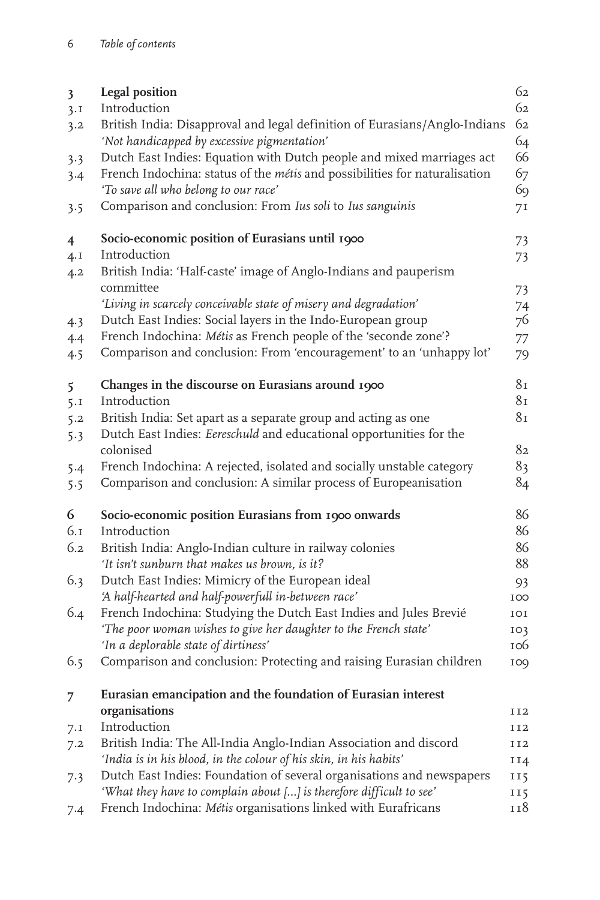| | | |
|---|---|---|
| **3** | **Legal position** | 62 |
| 3.1 | Introduction | 62 |
| 3.2 | British India: Disapproval and legal definition of Eurasians/Anglo-Indians | 62 |
| | *'Not handicapped by excessive pigmentation'* | 64 |
| 3.3 | Dutch East Indies: Equation with Dutch people and mixed marriages act | 66 |
| 3.4 | French Indochina: status of the *métis* and possibilities for naturalisation | 67 |
| | *'To save all who belong to our race'* | 69 |
| 3.5 | Comparison and conclusion: From *Ius soli* to *Ius sanguinis* | 71 |
| **4** | **Socio-economic position of Eurasians until 1900** | 73 |
| 4.1 | Introduction | 73 |
| 4.2 | British India: 'Half-caste' image of Anglo-Indians and pauperism committee | 73 |
| | *'Living in scarcely conceivable state of misery and degradation'* | 74 |
| 4.3 | Dutch East Indies: Social layers in the Indo-European group | 76 |
| 4.4 | French Indochina: *Métis* as French people of the 'seconde zone'? | 77 |
| 4.5 | Comparison and conclusion: From 'encouragement' to an 'unhappy lot' | 79 |
| **5** | **Changes in the discourse on Eurasians around 1900** | 81 |
| 5.1 | Introduction | 81 |
| 5.2 | British India: Set apart as a separate group and acting as one | 81 |
| 5.3 | Dutch East Indies: *Eereschuld* and educational opportunities for the colonised | 82 |
| 5.4 | French Indochina: A rejected, isolated and socially unstable category | 83 |
| 5.5 | Comparison and conclusion: A similar process of Europeanisation | 84 |
| **6** | **Socio-economic position Eurasians from 1900 onwards** | 86 |
| 6.1 | Introduction | 86 |
| 6.2 | British India: Anglo-Indian culture in railway colonies | 86 |
| | *'It isn't sunburn that makes us brown, is it?* | 88 |
| 6.3 | Dutch East Indies: Mimicry of the European ideal | 93 |
| | *'A half-hearted and half-powerfull in-between race'* | 100 |
| 6.4 | French Indochina: Studying the Dutch East Indies and Jules Brevié | 101 |
| | *'The poor woman wishes to give her daughter to the French state'* | 103 |
| | *'In a deplorable state of dirtiness'* | 106 |
| 6.5 | Comparison and conclusion: Protecting and raising Eurasian children | 109 |
| **7** | **Eurasian emancipation and the foundation of Eurasian interest organisations** | 112 |
| 7.1 | Introduction | 112 |
| 7.2 | British India: The All-India Anglo-Indian Association and discord | 112 |
| | *'India is in his blood, in the colour of his skin, in his habits'* | 114 |
| 7.3 | Dutch East Indies: Foundation of several organisations and newspapers | 115 |
| | *'What they have to complain about [...] is therefore difficult to see'* | 115 |
| 7.4 | French Indochina: *Métis* organisations linked with Eurafricans | 118 |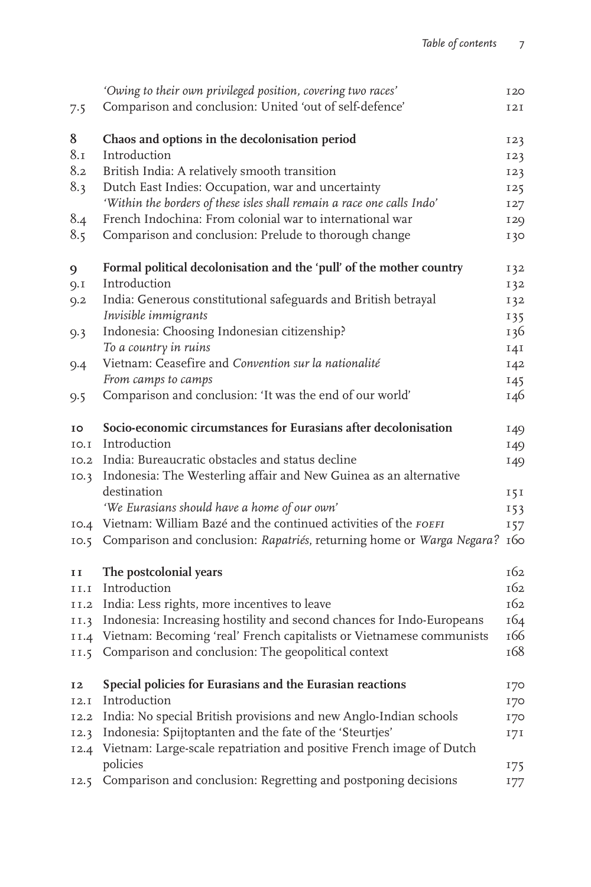| | | |
|---|---|---|
| | *'Owing to their own privileged position, covering two races'* | 120 |
| 7.5 | Comparison and conclusion: United 'out of self-defence' | 121 |
| | | |
| **8** | **Chaos and options in the decolonisation period** | 123 |
| 8.1 | Introduction | 123 |
| 8.2 | British India: A relatively smooth transition | 123 |
| 8.3 | Dutch East Indies: Occupation, war and uncertainty | 125 |
| | *'Within the borders of these isles shall remain a race one calls Indo'* | 127 |
| 8.4 | French Indochina: From colonial war to international war | 129 |
| 8.5 | Comparison and conclusion: Prelude to thorough change | 130 |
| | | |
| **9** | **Formal political decolonisation and the 'pull' of the mother country** | 132 |
| 9.1 | Introduction | 132 |
| 9.2 | India: Generous constitutional safeguards and British betrayal | 132 |
| | *Invisible immigrants* | 135 |
| 9.3 | Indonesia: Choosing Indonesian citizenship? | 136 |
| | *To a country in ruins* | 141 |
| 9.4 | Vietnam: Ceasefire and *Convention sur la nationalité* | 142 |
| | *From camps to camps* | 145 |
| 9.5 | Comparison and conclusion: 'It was the end of our world' | 146 |
| | | |
| **10** | **Socio-economic circumstances for Eurasians after decolonisation** | 149 |
| 10.1 | Introduction | 149 |
| 10.2 | India: Bureaucratic obstacles and status decline | 149 |
| 10.3 | Indonesia: The Westerling affair and New Guinea as an alternative destination | 151 |
| | *'We Eurasians should have a home of our own'* | 153 |
| 10.4 | Vietnam: William Bazé and the continued activities of the FOEFI | 157 |
| 10.5 | Comparison and conclusion: *Rapatriés*, returning home or *Warga Negara*? | 160 |
| | | |
| **11** | **The postcolonial years** | 162 |
| 11.1 | Introduction | 162 |
| 11.2 | India: Less rights, more incentives to leave | 162 |
| 11.3 | Indonesia: Increasing hostility and second chances for Indo-Europeans | 164 |
| 11.4 | Vietnam: Becoming 'real' French capitalists or Vietnamese communists | 166 |
| 11.5 | Comparison and conclusion: The geopolitical context | 168 |
| | | |
| **12** | **Special policies for Eurasians and the Eurasian reactions** | 170 |
| 12.1 | Introduction | 170 |
| 12.2 | India: No special British provisions and new Anglo-Indian schools | 170 |
| 12.3 | Indonesia: Spijtoptanten and the fate of the 'Steurtjes' | 171 |
| 12.4 | Vietnam: Large-scale repatriation and positive French image of Dutch policies | 175 |
| 12.5 | Comparison and conclusion: Regretting and postponing decisions | 177 |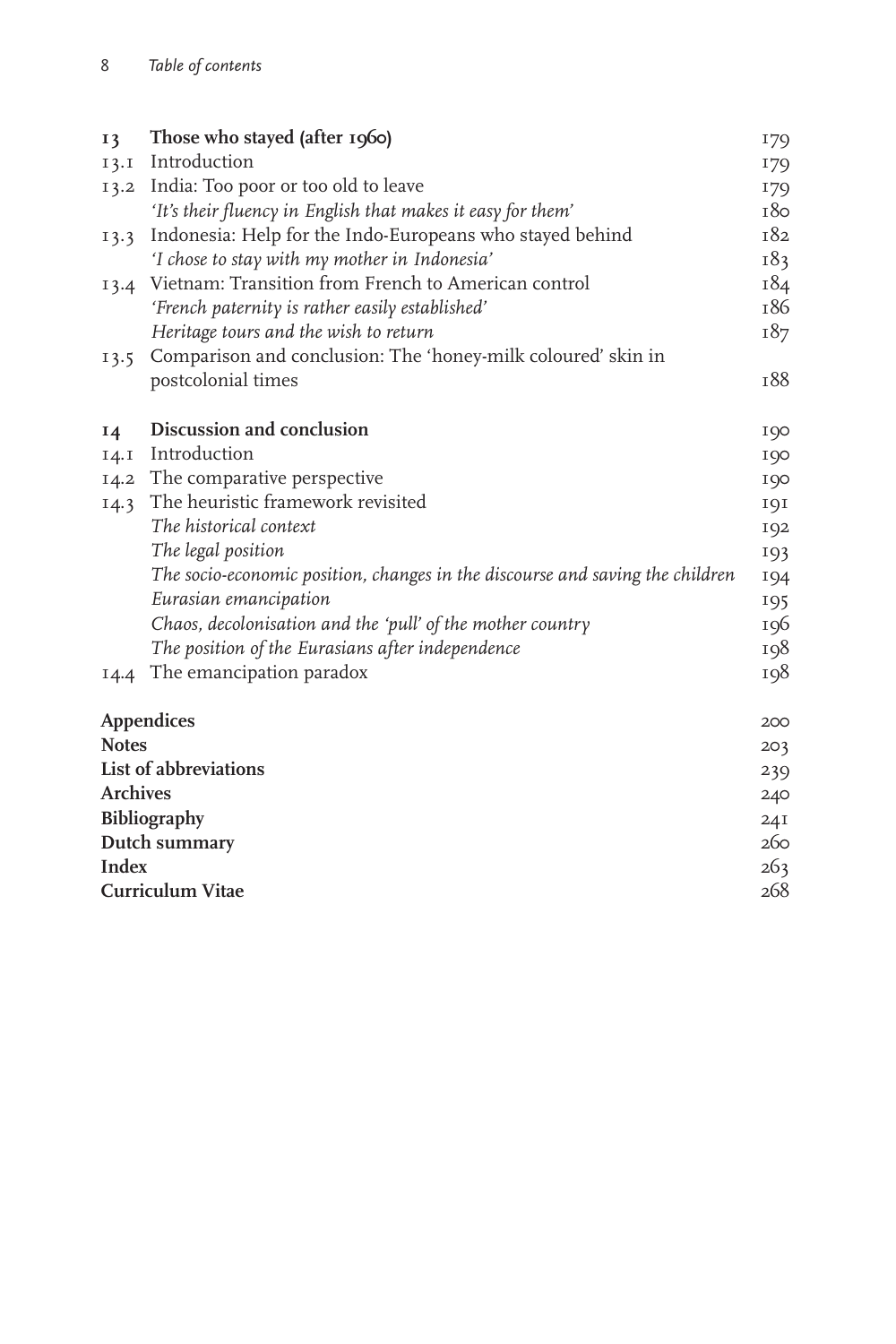| | | |
|---|---|---|
| **13** | **Those who stayed (after 1960)** | 179 |
| 13.1 | Introduction | 179 |
| 13.2 | India: Too poor or too old to leave | 179 |
| | *'It's their fluency in English that makes it easy for them'* | 180 |
| 13.3 | Indonesia: Help for the Indo-Europeans who stayed behind | 182 |
| | *'I chose to stay with my mother in Indonesia'* | 183 |
| 13.4 | Vietnam: Transition from French to American control | 184 |
| | *'French paternity is rather easily established'* | 186 |
| | *Heritage tours and the wish to return* | 187 |
| 13.5 | Comparison and conclusion: The 'honey-milk coloured' skin in postcolonial times | 188 |
| **14** | **Discussion and conclusion** | 190 |
| 14.1 | Introduction | 190 |
| 14.2 | The comparative perspective | 190 |
| 14.3 | The heuristic framework revisited | 191 |
| | *The historical context* | 192 |
| | *The legal position* | 193 |
| | *The socio-economic position, changes in the discourse and saving the children* | 194 |
| | *Eurasian emancipation* | 195 |
| | *Chaos, decolonisation and the 'pull' of the mother country* | 196 |
| | *The position of the Eurasians after independence* | 198 |
| 14.4 | The emancipation paradox | 198 |
| **Appendices** | | 200 |
| **Notes** | | 203 |
| **List of abbreviations** | | 239 |
| **Archives** | | 240 |
| **Bibliography** | | 241 |
| **Dutch summary** | | 260 |
| **Index** | | 263 |
| **Curriculum Vitae** | | 268 |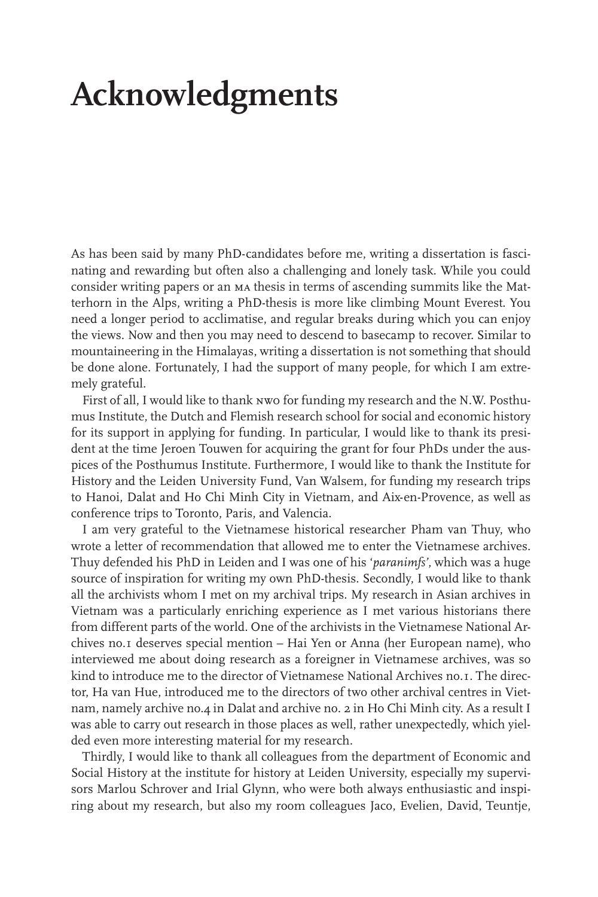# Acknowledgments

As has been said by many PhD-candidates before me, writing a dissertation is fascinating and rewarding but often also a challenging and lonely task. While you could consider writing papers or an MA thesis in terms of ascending summits like the Matterhorn in the Alps, writing a PhD-thesis is more like climbing Mount Everest. You need a longer period to acclimatise, and regular breaks during which you can enjoy the views. Now and then you may need to descend to basecamp to recover. Similar to mountaineering in the Himalayas, writing a dissertation is not something that should be done alone. Fortunately, I had the support of many people, for which I am extremely grateful.

First of all, I would like to thank NWO for funding my research and the N.W. Posthumus Institute, the Dutch and Flemish research school for social and economic history for its support in applying for funding. In particular, I would like to thank its president at the time Jeroen Touwen for acquiring the grant for four PhDs under the auspices of the Posthumus Institute. Furthermore, I would like to thank the Institute for History and the Leiden University Fund, Van Walsem, for funding my research trips to Hanoi, Dalat and Ho Chi Minh City in Vietnam, and Aix-en-Provence, as well as conference trips to Toronto, Paris, and Valencia.

I am very grateful to the Vietnamese historical researcher Pham van Thuy, who wrote a letter of recommendation that allowed me to enter the Vietnamese archives. Thuy defended his PhD in Leiden and I was one of his '*paranimfs*', which was a huge source of inspiration for writing my own PhD-thesis. Secondly, I would like to thank all the archivists whom I met on my archival trips. My research in Asian archives in Vietnam was a particularly enriching experience as I met various historians there from different parts of the world. One of the archivists in the Vietnamese National Archives no.1 deserves special mention – Hai Yen or Anna (her European name), who interviewed me about doing research as a foreigner in Vietnamese archives, was so kind to introduce me to the director of Vietnamese National Archives no.1. The director, Ha van Hue, introduced me to the directors of two other archival centres in Vietnam, namely archive no.4 in Dalat and archive no. 2 in Ho Chi Minh city. As a result I was able to carry out research in those places as well, rather unexpectedly, which yielded even more interesting material for my research.

Thirdly, I would like to thank all colleagues from the department of Economic and Social History at the institute for history at Leiden University, especially my supervisors Marlou Schrover and Irial Glynn, who were both always enthusiastic and inspiring about my research, but also my room colleagues Jaco, Evelien, David, Teuntje,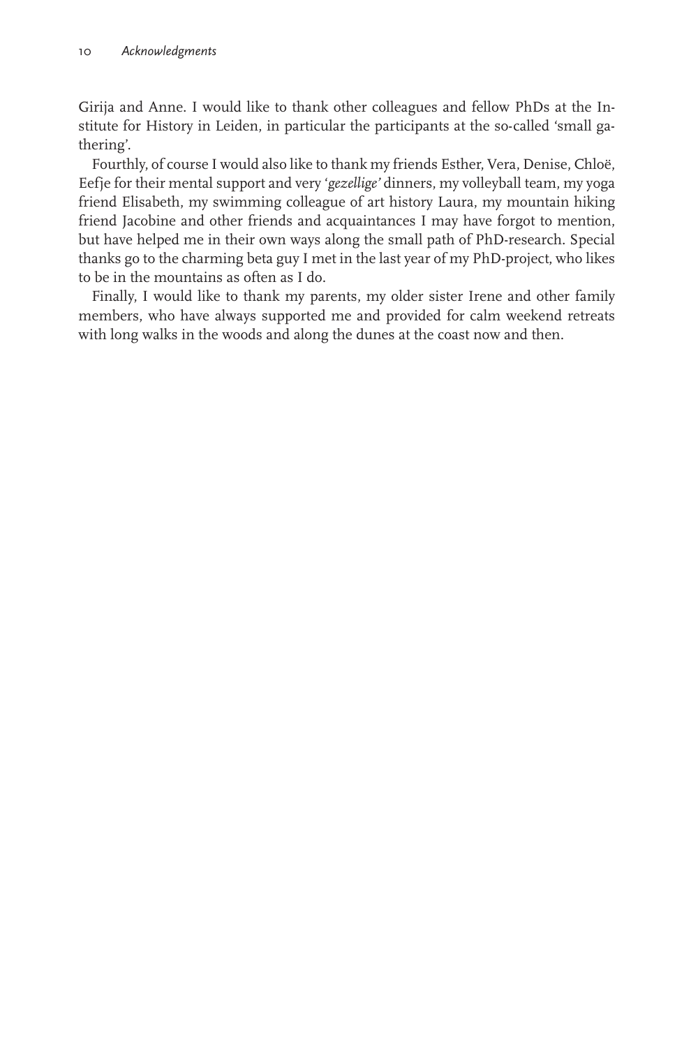Girija and Anne. I would like to thank other colleagues and fellow PhDs at the Institute for History in Leiden, in particular the participants at the so-called 'small gathering'.

Fourthly, of course I would also like to thank my friends Esther, Vera, Denise, Chloë, Eefje for their mental support and very '*gezellige'* dinners, my volleyball team, my yoga friend Elisabeth, my swimming colleague of art history Laura, my mountain hiking friend Jacobine and other friends and acquaintances I may have forgot to mention, but have helped me in their own ways along the small path of PhD-research. Special thanks go to the charming beta guy I met in the last year of my PhD-project, who likes to be in the mountains as often as I do.

Finally, I would like to thank my parents, my older sister Irene and other family members, who have always supported me and provided for calm weekend retreats with long walks in the woods and along the dunes at the coast now and then.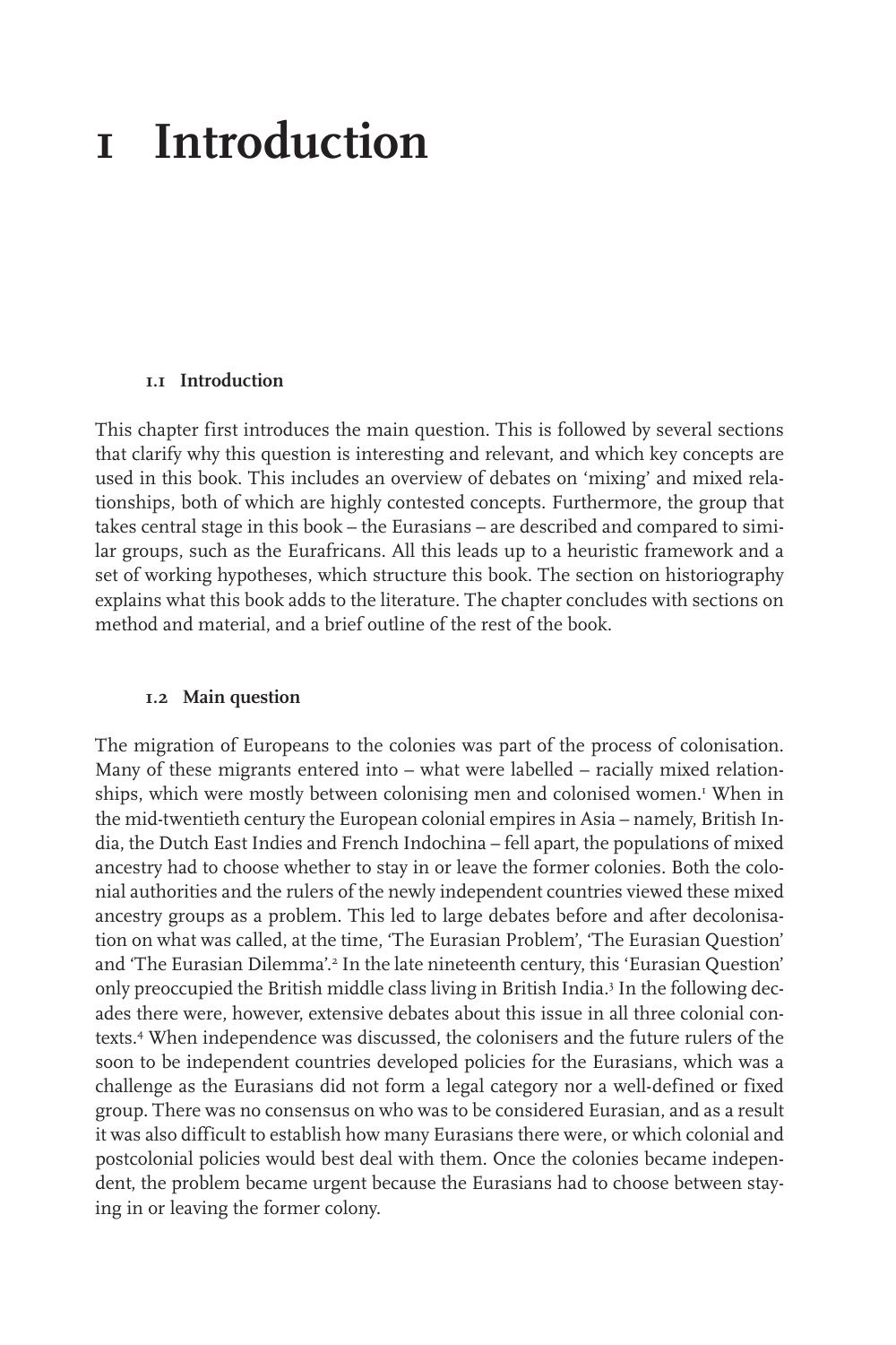# 1 Introduction

### 1.1 Introduction

This chapter first introduces the main question. This is followed by several sections that clarify why this question is interesting and relevant, and which key concepts are used in this book. This includes an overview of debates on 'mixing' and mixed relationships, both of which are highly contested concepts. Furthermore, the group that takes central stage in this book – the Eurasians – are described and compared to similar groups, such as the Eurafricans. All this leads up to a heuristic framework and a set of working hypotheses, which structure this book. The section on historiography explains what this book adds to the literature. The chapter concludes with sections on method and material, and a brief outline of the rest of the book.

### 1.2 Main question

The migration of Europeans to the colonies was part of the process of colonisation. Many of these migrants entered into – what were labelled – racially mixed relationships, which were mostly between colonising men and colonised women.[1] When in the mid-twentieth century the European colonial empires in Asia – namely, British India, the Dutch East Indies and French Indochina – fell apart, the populations of mixed ancestry had to choose whether to stay in or leave the former colonies. Both the colonial authorities and the rulers of the newly independent countries viewed these mixed ancestry groups as a problem. This led to large debates before and after decolonisation on what was called, at the time, 'The Eurasian Problem', 'The Eurasian Question' and 'The Eurasian Dilemma'.[2] In the late nineteenth century, this 'Eurasian Question' only preoccupied the British middle class living in British India.[3] In the following decades there were, however, extensive debates about this issue in all three colonial contexts.[4] When independence was discussed, the colonisers and the future rulers of the soon to be independent countries developed policies for the Eurasians, which was a challenge as the Eurasians did not form a legal category nor a well-defined or fixed group. There was no consensus on who was to be considered Eurasian, and as a result it was also difficult to establish how many Eurasians there were, or which colonial and postcolonial policies would best deal with them. Once the colonies became independent, the problem became urgent because the Eurasians had to choose between staying in or leaving the former colony.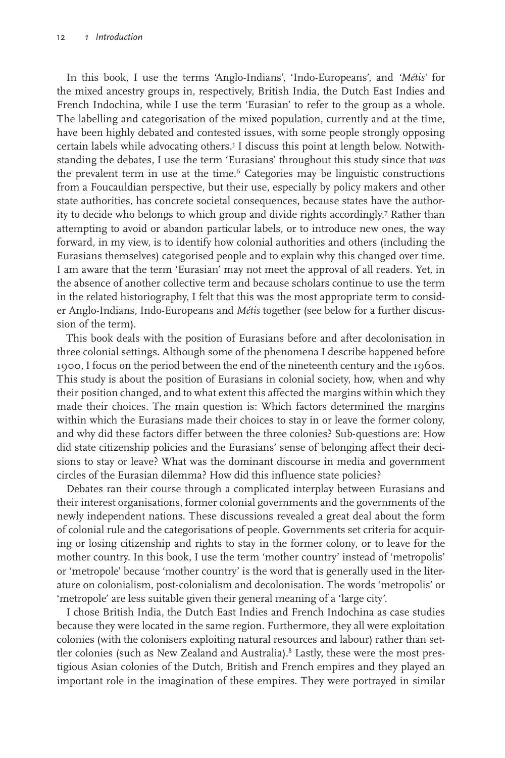In this book, I use the terms 'Anglo-Indians', 'Indo-Europeans', and *'Métis'* for the mixed ancestry groups in, respectively, British India, the Dutch East Indies and French Indochina, while I use the term 'Eurasian' to refer to the group as a whole. The labelling and categorisation of the mixed population, currently and at the time, have been highly debated and contested issues, with some people strongly opposing certain labels while advocating others.[5] I discuss this point at length below. Notwithstanding the debates, I use the term 'Eurasians' throughout this study since that *was* the prevalent term in use at the time.[6] Categories may be linguistic constructions from a Foucauldian perspective, but their use, especially by policy makers and other state authorities, has concrete societal consequences, because states have the authority to decide who belongs to which group and divide rights accordingly.[7] Rather than attempting to avoid or abandon particular labels, or to introduce new ones, the way forward, in my view, is to identify how colonial authorities and others (including the Eurasians themselves) categorised people and to explain why this changed over time. I am aware that the term 'Eurasian' may not meet the approval of all readers. Yet, in the absence of another collective term and because scholars continue to use the term in the related historiography, I felt that this was the most appropriate term to consider Anglo-Indians, Indo-Europeans and *Métis* together (see below for a further discussion of the term).

This book deals with the position of Eurasians before and after decolonisation in three colonial settings. Although some of the phenomena I describe happened before 1900, I focus on the period between the end of the nineteenth century and the 1960s. This study is about the position of Eurasians in colonial society, how, when and why their position changed, and to what extent this affected the margins within which they made their choices. The main question is: Which factors determined the margins within which the Eurasians made their choices to stay in or leave the former colony, and why did these factors differ between the three colonies? Sub-questions are: How did state citizenship policies and the Eurasians' sense of belonging affect their decisions to stay or leave? What was the dominant discourse in media and government circles of the Eurasian dilemma? How did this influence state policies?

Debates ran their course through a complicated interplay between Eurasians and their interest organisations, former colonial governments and the governments of the newly independent nations. These discussions revealed a great deal about the form of colonial rule and the categorisations of people. Governments set criteria for acquiring or losing citizenship and rights to stay in the former colony, or to leave for the mother country. In this book, I use the term 'mother country' instead of 'metropolis' or 'metropole' because 'mother country' is the word that is generally used in the literature on colonialism, post-colonialism and decolonisation. The words 'metropolis' or 'metropole' are less suitable given their general meaning of a 'large city'.

I chose British India, the Dutch East Indies and French Indochina as case studies because they were located in the same region. Furthermore, they all were exploitation colonies (with the colonisers exploiting natural resources and labour) rather than settler colonies (such as New Zealand and Australia).[8] Lastly, these were the most prestigious Asian colonies of the Dutch, British and French empires and they played an important role in the imagination of these empires. They were portrayed in similar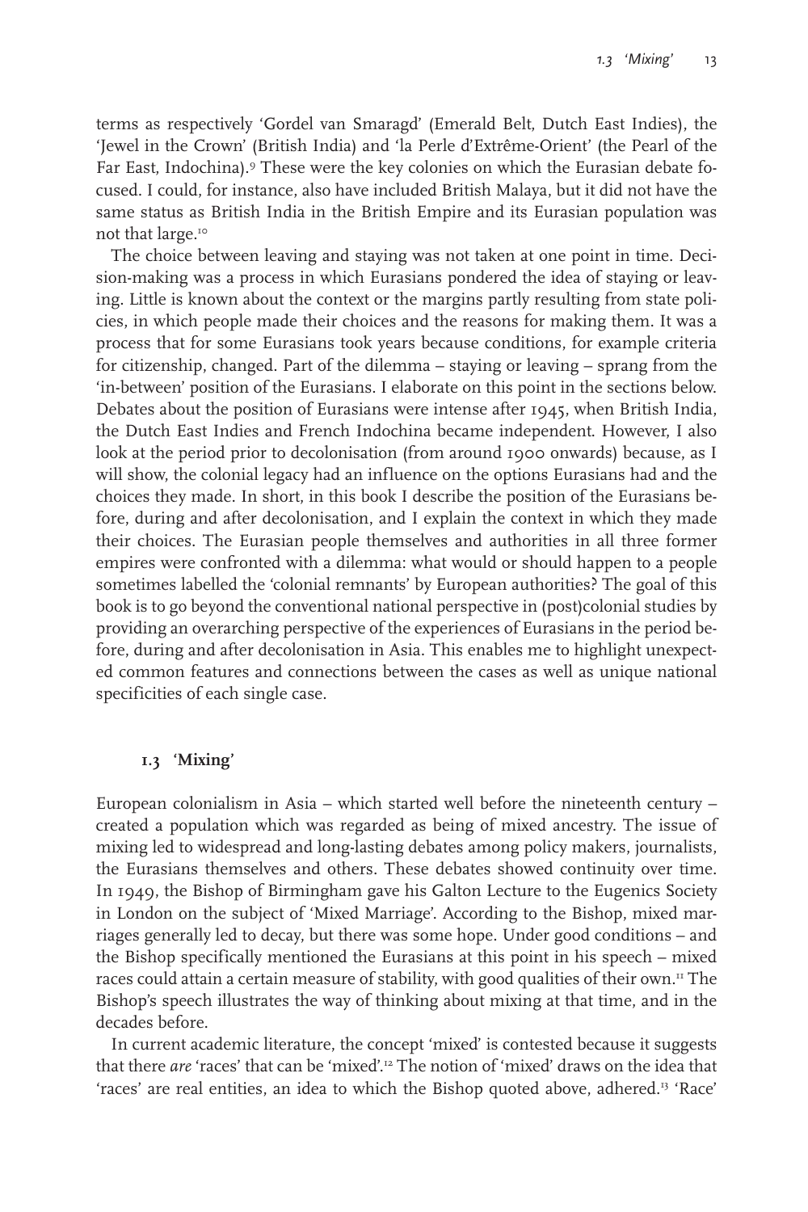terms as respectively 'Gordel van Smaragd' (Emerald Belt, Dutch East Indies), the 'Jewel in the Crown' (British India) and 'la Perle d'Extrême-Orient' (the Pearl of the Far East, Indochina).[9] These were the key colonies on which the Eurasian debate focused. I could, for instance, also have included British Malaya, but it did not have the same status as British India in the British Empire and its Eurasian population was not that large.[10]

The choice between leaving and staying was not taken at one point in time. Decision-making was a process in which Eurasians pondered the idea of staying or leaving. Little is known about the context or the margins partly resulting from state policies, in which people made their choices and the reasons for making them. It was a process that for some Eurasians took years because conditions, for example criteria for citizenship, changed. Part of the dilemma – staying or leaving – sprang from the 'in-between' position of the Eurasians. I elaborate on this point in the sections below. Debates about the position of Eurasians were intense after 1945, when British India, the Dutch East Indies and French Indochina became independent. However, I also look at the period prior to decolonisation (from around 1900 onwards) because, as I will show, the colonial legacy had an influence on the options Eurasians had and the choices they made. In short, in this book I describe the position of the Eurasians before, during and after decolonisation, and I explain the context in which they made their choices. The Eurasian people themselves and authorities in all three former empires were confronted with a dilemma: what would or should happen to a people sometimes labelled the 'colonial remnants' by European authorities? The goal of this book is to go beyond the conventional national perspective in (post)colonial studies by providing an overarching perspective of the experiences of Eurasians in the period before, during and after decolonisation in Asia. This enables me to highlight unexpected common features and connections between the cases as well as unique national specificities of each single case.

### 1.3 'Mixing'

European colonialism in Asia – which started well before the nineteenth century – created a population which was regarded as being of mixed ancestry. The issue of mixing led to widespread and long-lasting debates among policy makers, journalists, the Eurasians themselves and others. These debates showed continuity over time. In 1949, the Bishop of Birmingham gave his Galton Lecture to the Eugenics Society in London on the subject of 'Mixed Marriage'. According to the Bishop, mixed marriages generally led to decay, but there was some hope. Under good conditions – and the Bishop specifically mentioned the Eurasians at this point in his speech – mixed races could attain a certain measure of stability, with good qualities of their own.[11] The Bishop's speech illustrates the way of thinking about mixing at that time, and in the decades before.

In current academic literature, the concept 'mixed' is contested because it suggests that there *are* 'races' that can be 'mixed'.[12] The notion of 'mixed' draws on the idea that 'races' are real entities, an idea to which the Bishop quoted above, adhered.[13] 'Race'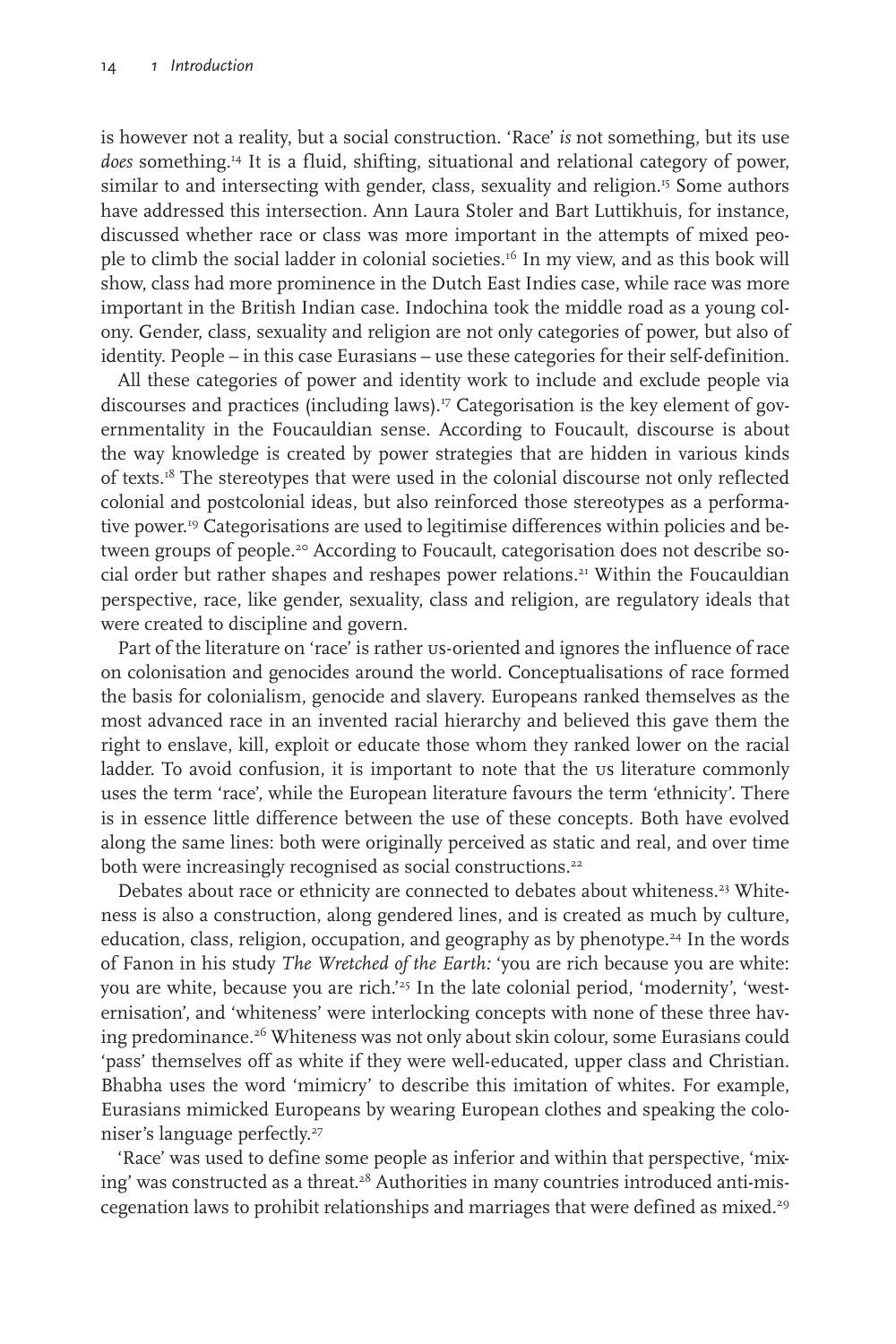is however not a reality, but a social construction. 'Race' *is* not something, but its use *does* something.[14] It is a fluid, shifting, situational and relational category of power, similar to and intersecting with gender, class, sexuality and religion.[15] Some authors have addressed this intersection. Ann Laura Stoler and Bart Luttikhuis, for instance, discussed whether race or class was more important in the attempts of mixed people to climb the social ladder in colonial societies.[16] In my view, and as this book will show, class had more prominence in the Dutch East Indies case, while race was more important in the British Indian case. Indochina took the middle road as a young colony. Gender, class, sexuality and religion are not only categories of power, but also of identity. People – in this case Eurasians – use these categories for their self-definition.

All these categories of power and identity work to include and exclude people via discourses and practices (including laws).[17] Categorisation is the key element of governmentality in the Foucauldian sense. According to Foucault, discourse is about the way knowledge is created by power strategies that are hidden in various kinds of texts.[18] The stereotypes that were used in the colonial discourse not only reflected colonial and postcolonial ideas, but also reinforced those stereotypes as a performative power.[19] Categorisations are used to legitimise differences within policies and between groups of people.[20] According to Foucault, categorisation does not describe social order but rather shapes and reshapes power relations.[21] Within the Foucauldian perspective, race, like gender, sexuality, class and religion, are regulatory ideals that were created to discipline and govern.

Part of the literature on 'race' is rather US-oriented and ignores the influence of race on colonisation and genocides around the world. Conceptualisations of race formed the basis for colonialism, genocide and slavery. Europeans ranked themselves as the most advanced race in an invented racial hierarchy and believed this gave them the right to enslave, kill, exploit or educate those whom they ranked lower on the racial ladder. To avoid confusion, it is important to note that the US literature commonly uses the term 'race', while the European literature favours the term 'ethnicity'. There is in essence little difference between the use of these concepts. Both have evolved along the same lines: both were originally perceived as static and real, and over time both were increasingly recognised as social constructions.[22]

Debates about race or ethnicity are connected to debates about whiteness.[23] Whiteness is also a construction, along gendered lines, and is created as much by culture, education, class, religion, occupation, and geography as by phenotype.[24] In the words of Fanon in his study *The Wretched of the Earth:* 'you are rich because you are white: you are white, because you are rich.'[25] In the late colonial period, 'modernity', 'westernisation', and 'whiteness' were interlocking concepts with none of these three having predominance.[26] Whiteness was not only about skin colour, some Eurasians could 'pass' themselves off as white if they were well-educated, upper class and Christian. Bhabha uses the word 'mimicry' to describe this imitation of whites. For example, Eurasians mimicked Europeans by wearing European clothes and speaking the coloniser's language perfectly.[27]

'Race' was used to define some people as inferior and within that perspective, 'mixing' was constructed as a threat.[28] Authorities in many countries introduced anti-miscegenation laws to prohibit relationships and marriages that were defined as mixed.[29]